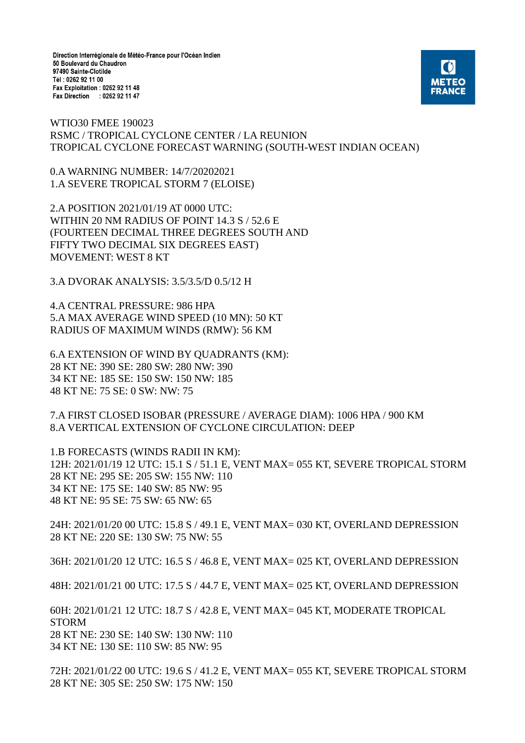Direction Interrégionale de Météo-France pour l'Océan Indien
50 Boulevard du Chaudron
97490 Sainte-Clotilde
Tél : 0262 92 11 00
Fax Exploitation : 0262 92 11 48
Fax Direction : 0262 92 11 47

METEO FRANCE

WTIO30 FMEE 190023
RSMC / TROPICAL CYCLONE CENTER / LA REUNION
TROPICAL CYCLONE FORECAST WARNING (SOUTH-WEST INDIAN OCEAN)

0.A WARNING NUMBER: 14/7/20202021
1.A SEVERE TROPICAL STORM 7 (ELOISE)

2.A POSITION 2021/01/19 AT 0000 UTC:
WITHIN 20 NM RADIUS OF POINT 14.3 S / 52.6 E
(FOURTEEN DECIMAL THREE DEGREES SOUTH AND
FIFTY TWO DECIMAL SIX DEGREES EAST)
MOVEMENT: WEST 8 KT

3.A DVORAK ANALYSIS: 3.5/3.5/D 0.5/12 H

4.A CENTRAL PRESSURE: 986 HPA
5.A MAX AVERAGE WIND SPEED (10 MN): 50 KT
RADIUS OF MAXIMUM WINDS (RMW): 56 KM

6.A EXTENSION OF WIND BY QUADRANTS (KM):
28 KT NE: 390 SE: 280 SW: 280 NW: 390
34 KT NE: 185 SE: 150 SW: 150 NW: 185
48 KT NE: 75 SE: 0 SW: NW: 75

7.A FIRST CLOSED ISOBAR (PRESSURE / AVERAGE DIAM): 1006 HPA / 900 KM
8.A VERTICAL EXTENSION OF CYCLONE CIRCULATION: DEEP

1.B FORECASTS (WINDS RADII IN KM):
12H: 2021/01/19 12 UTC: 15.1 S / 51.1 E, VENT MAX= 055 KT, SEVERE TROPICAL STORM
28 KT NE: 295 SE: 205 SW: 155 NW: 110
34 KT NE: 175 SE: 140 SW: 85 NW: 95
48 KT NE: 95 SE: 75 SW: 65 NW: 65

24H: 2021/01/20 00 UTC: 15.8 S / 49.1 E, VENT MAX= 030 KT, OVERLAND DEPRESSION
28 KT NE: 220 SE: 130 SW: 75 NW: 55

36H: 2021/01/20 12 UTC: 16.5 S / 46.8 E, VENT MAX= 025 KT, OVERLAND DEPRESSION

48H: 2021/01/21 00 UTC: 17.5 S / 44.7 E, VENT MAX= 025 KT, OVERLAND DEPRESSION

60H: 2021/01/21 12 UTC: 18.7 S / 42.8 E, VENT MAX= 045 KT, MODERATE TROPICAL STORM
28 KT NE: 230 SE: 140 SW: 130 NW: 110
34 KT NE: 130 SE: 110 SW: 85 NW: 95

72H: 2021/01/22 00 UTC: 19.6 S / 41.2 E, VENT MAX= 055 KT, SEVERE TROPICAL STORM
28 KT NE: 305 SE: 250 SW: 175 NW: 150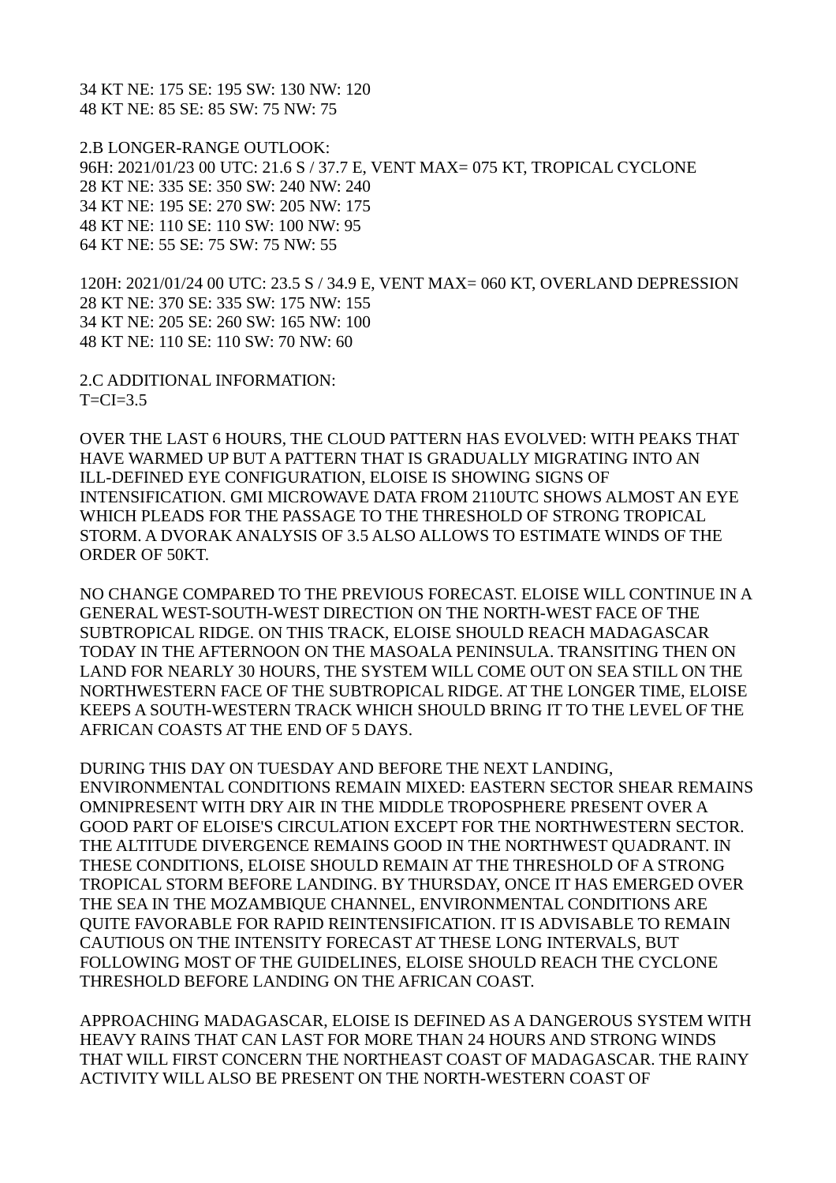34 KT NE: 175 SE: 195 SW: 130 NW: 120
48 KT NE: 85 SE: 85 SW: 75 NW: 75

2.B LONGER-RANGE OUTLOOK:
96H: 2021/01/23 00 UTC: 21.6 S / 37.7 E, VENT MAX= 075 KT, TROPICAL CYCLONE
28 KT NE: 335 SE: 350 SW: 240 NW: 240
34 KT NE: 195 SE: 270 SW: 205 NW: 175
48 KT NE: 110 SE: 110 SW: 100 NW: 95
64 KT NE: 55 SE: 75 SW: 75 NW: 55

120H: 2021/01/24 00 UTC: 23.5 S / 34.9 E, VENT MAX= 060 KT, OVERLAND DEPRESSION
28 KT NE: 370 SE: 335 SW: 175 NW: 155
34 KT NE: 205 SE: 260 SW: 165 NW: 100
48 KT NE: 110 SE: 110 SW: 70 NW: 60

2.C ADDITIONAL INFORMATION:
T=CI=3.5

OVER THE LAST 6 HOURS, THE CLOUD PATTERN HAS EVOLVED: WITH PEAKS THAT HAVE WARMED UP BUT A PATTERN THAT IS GRADUALLY MIGRATING INTO AN ILL-DEFINED EYE CONFIGURATION, ELOISE IS SHOWING SIGNS OF INTENSIFICATION. GMI MICROWAVE DATA FROM 2110UTC SHOWS ALMOST AN EYE WHICH PLEADS FOR THE PASSAGE TO THE THRESHOLD OF STRONG TROPICAL STORM. A DVORAK ANALYSIS OF 3.5 ALSO ALLOWS TO ESTIMATE WINDS OF THE ORDER OF 50KT.

NO CHANGE COMPARED TO THE PREVIOUS FORECAST. ELOISE WILL CONTINUE IN A GENERAL WEST-SOUTH-WEST DIRECTION ON THE NORTH-WEST FACE OF THE SUBTROPICAL RIDGE. ON THIS TRACK, ELOISE SHOULD REACH MADAGASCAR TODAY IN THE AFTERNOON ON THE MASOALA PENINSULA. TRANSITING THEN ON LAND FOR NEARLY 30 HOURS, THE SYSTEM WILL COME OUT ON SEA STILL ON THE NORTHWESTERN FACE OF THE SUBTROPICAL RIDGE. AT THE LONGER TIME, ELOISE KEEPS A SOUTH-WESTERN TRACK WHICH SHOULD BRING IT TO THE LEVEL OF THE AFRICAN COASTS AT THE END OF 5 DAYS.

DURING THIS DAY ON TUESDAY AND BEFORE THE NEXT LANDING, ENVIRONMENTAL CONDITIONS REMAIN MIXED: EASTERN SECTOR SHEAR REMAINS OMNIPRESENT WITH DRY AIR IN THE MIDDLE TROPOSPHERE PRESENT OVER A GOOD PART OF ELOISE'S CIRCULATION EXCEPT FOR THE NORTHWESTERN SECTOR. THE ALTITUDE DIVERGENCE REMAINS GOOD IN THE NORTHWEST QUADRANT. IN THESE CONDITIONS, ELOISE SHOULD REMAIN AT THE THRESHOLD OF A STRONG TROPICAL STORM BEFORE LANDING. BY THURSDAY, ONCE IT HAS EMERGED OVER THE SEA IN THE MOZAMBIQUE CHANNEL, ENVIRONMENTAL CONDITIONS ARE QUITE FAVORABLE FOR RAPID REINTENSIFICATION. IT IS ADVISABLE TO REMAIN CAUTIOUS ON THE INTENSITY FORECAST AT THESE LONG INTERVALS, BUT FOLLOWING MOST OF THE GUIDELINES, ELOISE SHOULD REACH THE CYCLONE THRESHOLD BEFORE LANDING ON THE AFRICAN COAST.

APPROACHING MADAGASCAR, ELOISE IS DEFINED AS A DANGEROUS SYSTEM WITH HEAVY RAINS THAT CAN LAST FOR MORE THAN 24 HOURS AND STRONG WINDS THAT WILL FIRST CONCERN THE NORTHEAST COAST OF MADAGASCAR. THE RAINY ACTIVITY WILL ALSO BE PRESENT ON THE NORTH-WESTERN COAST OF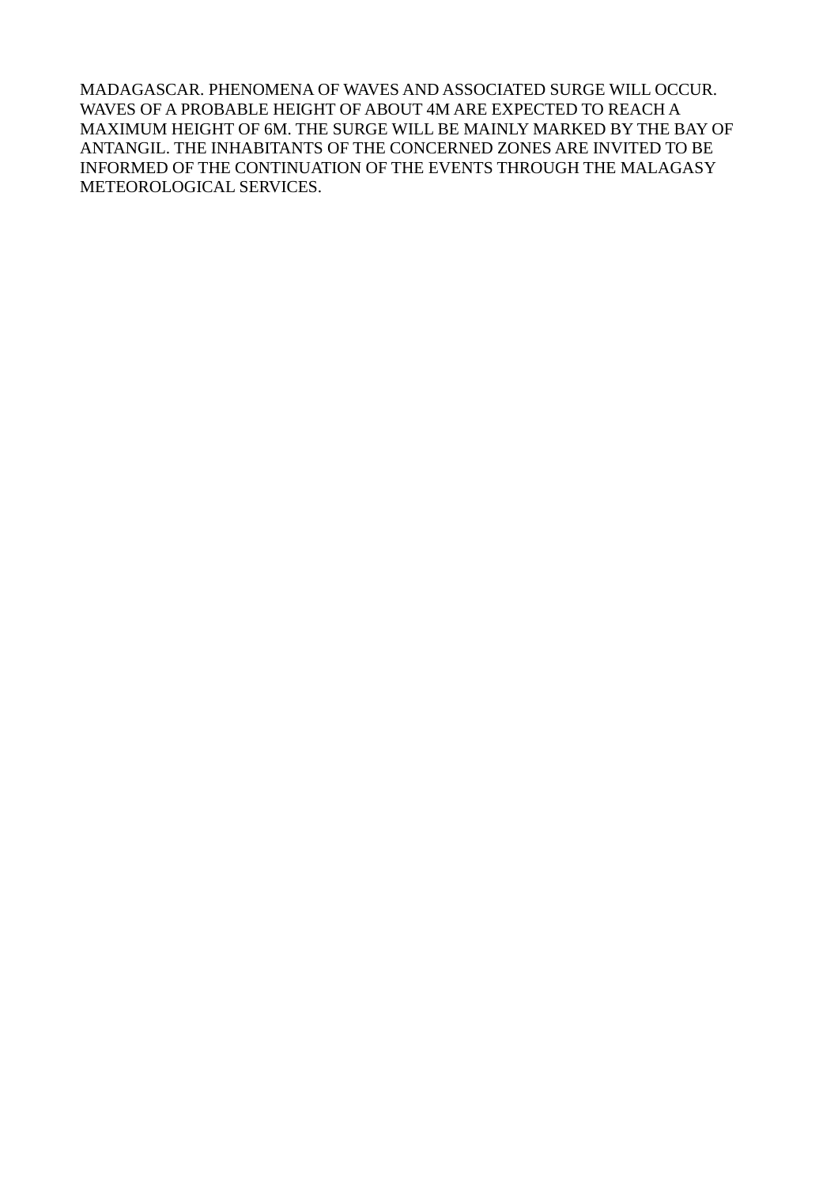MADAGASCAR. PHENOMENA OF WAVES AND ASSOCIATED SURGE WILL OCCUR. WAVES OF A PROBABLE HEIGHT OF ABOUT 4M ARE EXPECTED TO REACH A MAXIMUM HEIGHT OF 6M. THE SURGE WILL BE MAINLY MARKED BY THE BAY OF ANTANGIL. THE INHABITANTS OF THE CONCERNED ZONES ARE INVITED TO BE INFORMED OF THE CONTINUATION OF THE EVENTS THROUGH THE MALAGASY METEOROLOGICAL SERVICES.